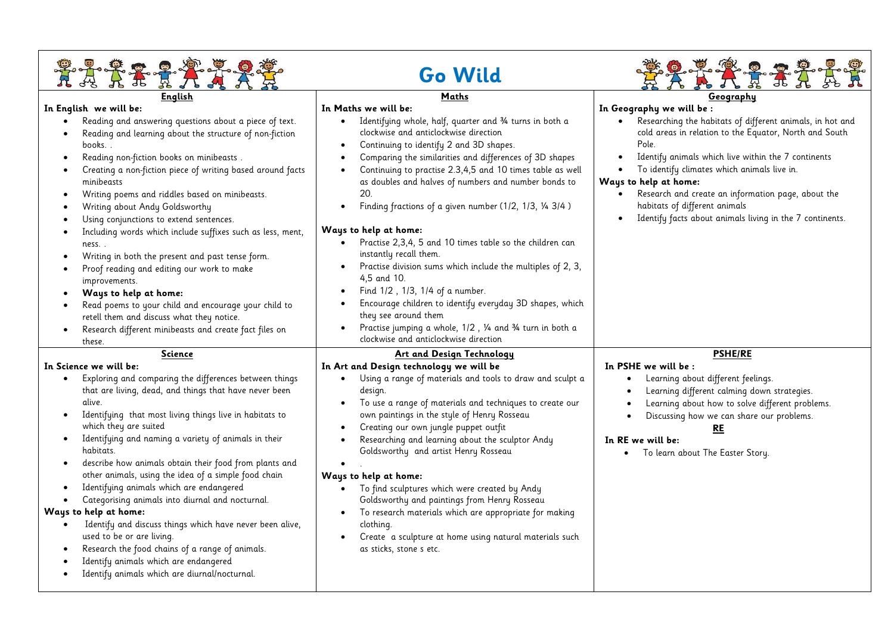# Go Wild

## English

**In English we will be:**

- Reading and answering questions about a piece of text.
- Reading and learning about the structure of non-fiction books. .
- Reading non-fiction books on minibeasts .
- Creating a non-fiction piece of writing based around facts minibeasts
- Writing poems and riddles based on minibeasts.
- Writing about Andy Goldsworthy
- Using conjunctions to extend sentences.
- Including words which include suffixes such as less, ment, ness. .
- Writing in both the present and past tense form.
- Proof reading and editing our work to make improvements.
- **Ways to help at home:**
- Read poems to your child and encourage your child to retell them and discuss what they notice.
- Research different minibeasts and create fact files on these.

## Maths

**In Maths we will be:**

- Identifying whole, half, quarter and ¾ turns in both a clockwise and anticlockwise direction
- Continuing to identify 2 and 3D shapes.
- Comparing the similarities and differences of 3D shapes
- Continuing to practise 2.3,4,5 and 10 times table as well as doubles and halves of numbers and number bonds to 20.
- Finding fractions of a given number (1/2, 1/3, ¼ 3/4 )

**Ways to help at home:**

- Practise 2,3,4, 5 and 10 times table so the children can instantly recall them.
- Practise division sums which include the multiples of 2, 3, 4,5 and 10.
- Find 1/2 , 1/3, 1/4 of a number.
- Encourage children to identify everyday 3D shapes, which they see around them
- Practise jumping a whole, 1/2 , ¼ and ¾ turn in both a clockwise and anticlockwise direction

## Geography

**In Geography we will be :**

- Researching the habitats of different animals, in hot and cold areas in relation to the Equator, North and South Pole.
- Identify animals which live within the 7 continents
- To identify climates which animals live in.

**Ways to help at home:**

- Research and create an information page, about the habitats of different animals
- Identify facts about animals living in the 7 continents.

## Science

**In Science we will be:**

- Exploring and comparing the differences between things that are living, dead, and things that have never been alive.
- Identifying that most living things live in habitats to which they are suited
- Identifying and naming a variety of animals in their habitats.
- describe how animals obtain their food from plants and other animals, using the idea of a simple food chain
- Identifying animals which are endangered
- Categorising animals into diurnal and nocturnal.

**Ways to help at home:**

- Identify and discuss things which have never been alive, used to be or are living.
- Research the food chains of a range of animals.
- Identify animals which are endangered
- Identify animals which are diurnal/nocturnal.

## Art and Design Technology

**In Art and Design technology we will be**

- Using a range of materials and tools to draw and sculpt a design.
- To use a range of materials and techniques to create our own paintings in the style of Henry Rosseau
- Creating our own jungle puppet outfit
- Researching and learning about the sculptor Andy Goldsworthy and artist Henry Rosseau
- .

**Ways to help at home:**

- To find sculptures which were created by Andy Goldsworthy and paintings from Henry Rosseau
- To research materials which are appropriate for making clothing.
- Create a sculpture at home using natural materials such as sticks, stone s etc.

## PSHE/RE

**In PSHE we will be :**

- Learning about different feelings.
- Learning different calming down strategies.
- Learning about how to solve different problems.
- Discussing how we can share our problems.

### RE

**In RE we will be:**

- To learn about The Easter Story.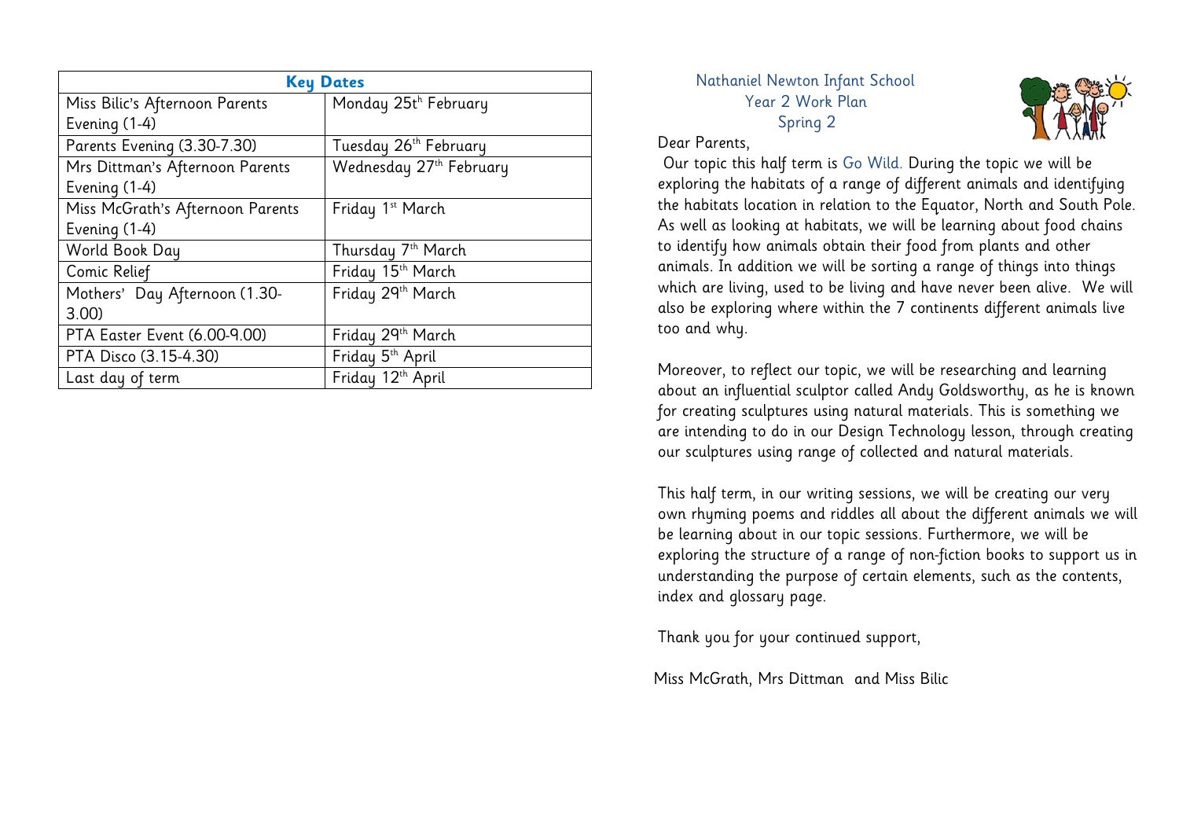| Key Dates | |
|---|---|
| Miss Bilic's Afternoon Parents Evening (1-4) | Monday 25th February |
| Parents Evening (3.30-7.30) | Tuesday 26th February |
| Mrs Dittman's Afternoon Parents Evening (1-4) | Wednesday 27th February |
| Miss McGrath's Afternoon Parents Evening (1-4) | Friday 1st March |
| World Book Day | Thursday 7th March |
| Comic Relief | Friday 15th March |
| Mothers' Day Afternoon (1.30-3.00) | Friday 29th March |
| PTA Easter Event (6.00-9.00) | Friday 29th March |
| PTA Disco (3.15-4.30) | Friday 5th April |
| Last day of term | Friday 12th April |

Nathaniel Newton Infant School
Year 2 Work Plan
Spring 2

Dear Parents,

Our topic this half term is Go Wild. During the topic we will be exploring the habitats of a range of different animals and identifying the habitats location in relation to the Equator, North and South Pole. As well as looking at habitats, we will be learning about food chains to identify how animals obtain their food from plants and other animals. In addition we will be sorting a range of things into things which are living, used to be living and have never been alive. We will also be exploring where within the 7 continents different animals live too and why.

Moreover, to reflect our topic, we will be researching and learning about an influential sculptor called Andy Goldsworthy, as he is known for creating sculptures using natural materials. This is something we are intending to do in our Design Technology lesson, through creating our sculptures using range of collected and natural materials.

This half term, in our writing sessions, we will be creating our very own rhyming poems and riddles all about the different animals we will be learning about in our topic sessions. Furthermore, we will be exploring the structure of a range of non-fiction books to support us in understanding the purpose of certain elements, such as the contents, index and glossary page.

Thank you for your continued support,

Miss McGrath, Mrs Dittman and Miss Bilic